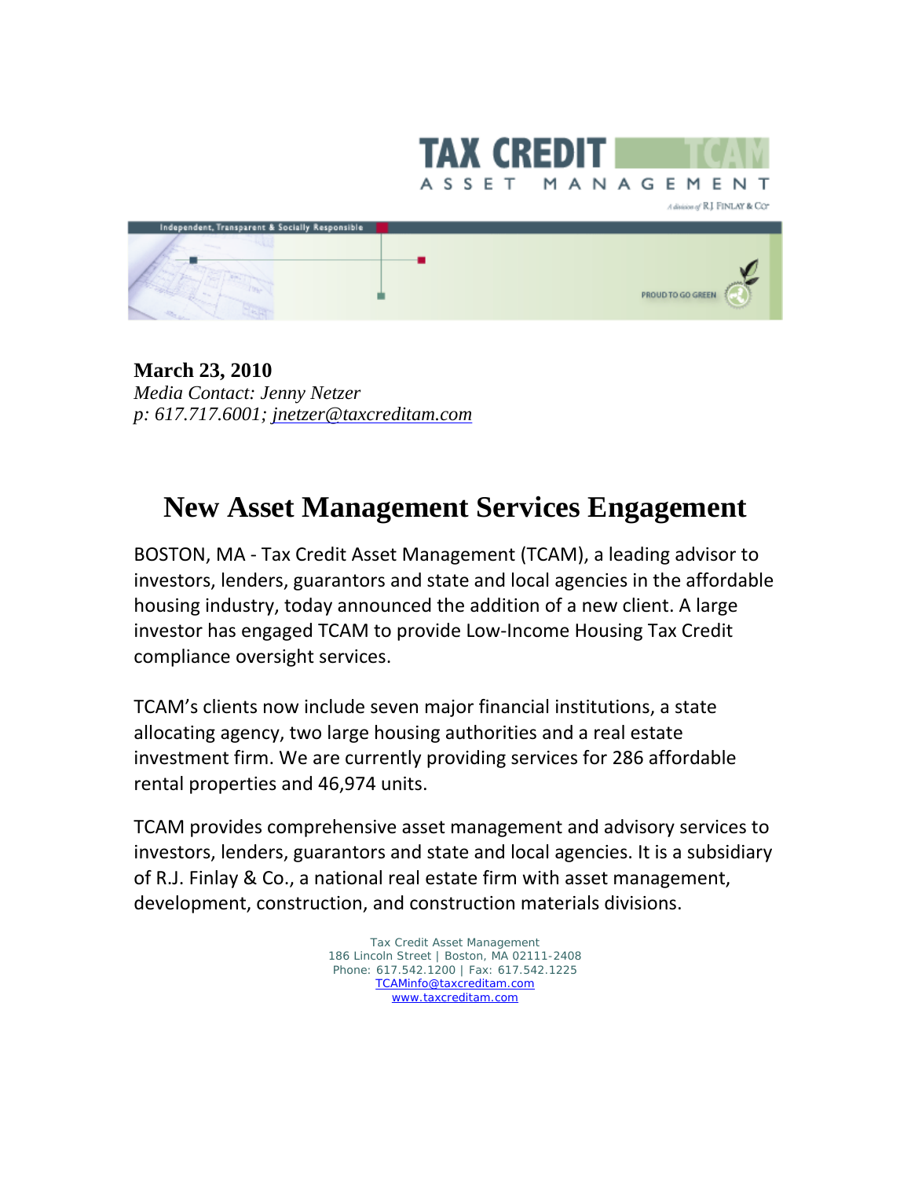TAX CREDIT ASSET MANAGEMENT

A division of RJ Finlay & Co

Independent, Transparent & Socially Responsible

PROUD TO GO GREEN

**March 23, 2010**
*Media Contact: Jenny Netzer*
*p: 617.717.6001; jnetzer@taxcreditam.com*

# New Asset Management Services Engagement

BOSTON, MA - Tax Credit Asset Management (TCAM), a leading advisor to investors, lenders, guarantors and state and local agencies in the affordable housing industry, today announced the addition of a new client. A large investor has engaged TCAM to provide Low-Income Housing Tax Credit compliance oversight services.

TCAM's clients now include seven major financial institutions, a state allocating agency, two large housing authorities and a real estate investment firm. We are currently providing services for 286 affordable rental properties and 46,974 units.

TCAM provides comprehensive asset management and advisory services to investors, lenders, guarantors and state and local agencies. It is a subsidiary of R.J. Finlay & Co., a national real estate firm with asset management, development, construction, and construction materials divisions.

Tax Credit Asset Management
186 Lincoln Street | Boston, MA 02111-2408
Phone: 617.542.1200 | Fax: 617.542.1225
TCAMinfo@taxcreditam.com
www.taxcreditam.com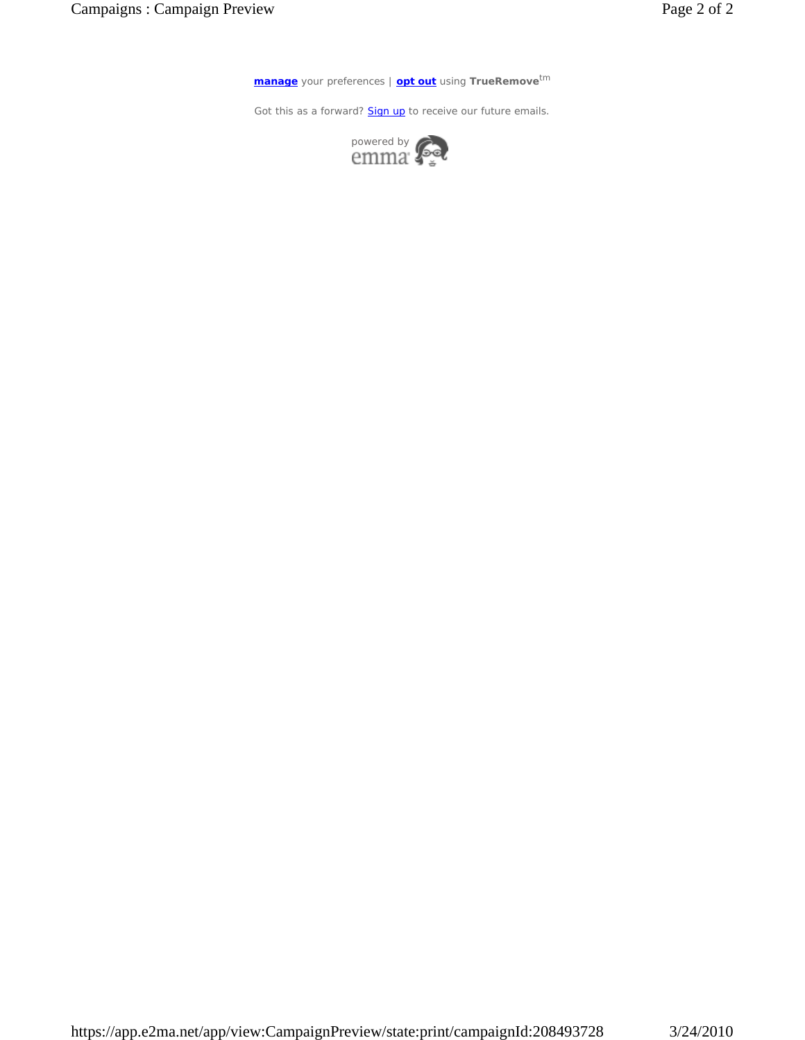**manage** your preferences | **opt out** using **TrueRemove**tm

Got this as a forward? Sign up to receive our future emails.

powered by emma